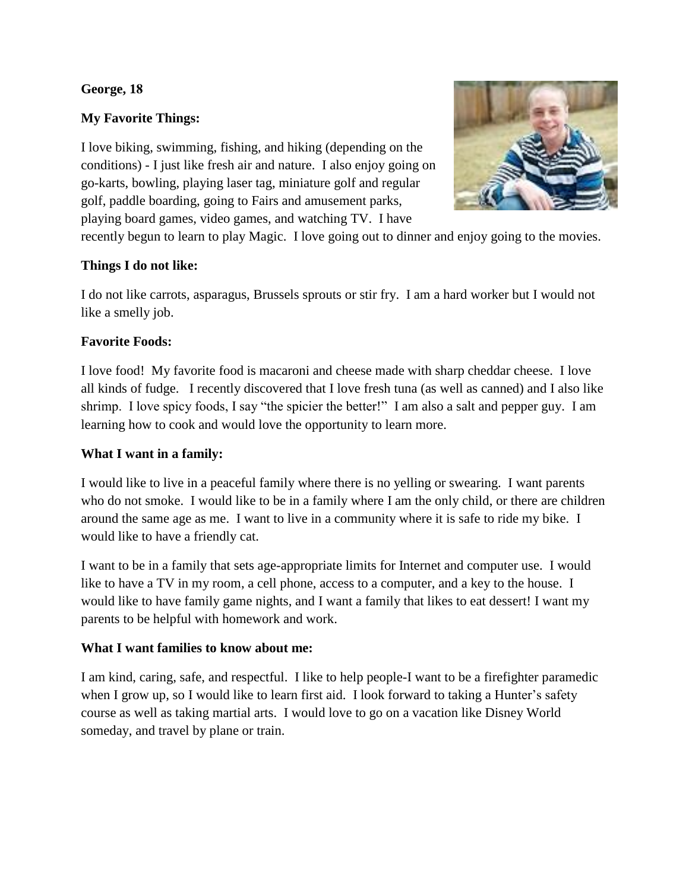**George, 18**

**My Favorite Things:**

I love biking, swimming, fishing, and hiking (depending on the conditions) - I just like fresh air and nature. I also enjoy going on go-karts, bowling, playing laser tag, miniature golf and regular golf, paddle boarding, going to Fairs and amusement parks, playing board games, video games, and watching TV. I have recently begun to learn to play Magic. I love going out to dinner and enjoy going to the movies.

**Things I do not like:**

I do not like carrots, asparagus, Brussels sprouts or stir fry. I am a hard worker but I would not like a smelly job.

**Favorite Foods:**

I love food! My favorite food is macaroni and cheese made with sharp cheddar cheese. I love all kinds of fudge. I recently discovered that I love fresh tuna (as well as canned) and I also like shrimp. I love spicy foods, I say "the spicier the better!" I am also a salt and pepper guy. I am learning how to cook and would love the opportunity to learn more.

**What I want in a family:**

I would like to live in a peaceful family where there is no yelling or swearing. I want parents who do not smoke. I would like to be in a family where I am the only child, or there are children around the same age as me. I want to live in a community where it is safe to ride my bike. I would like to have a friendly cat.

I want to be in a family that sets age-appropriate limits for Internet and computer use. I would like to have a TV in my room, a cell phone, access to a computer, and a key to the house. I would like to have family game nights, and I want a family that likes to eat dessert! I want my parents to be helpful with homework and work.

**What I want families to know about me:**

I am kind, caring, safe, and respectful. I like to help people-I want to be a firefighter paramedic when I grow up, so I would like to learn first aid. I look forward to taking a Hunter's safety course as well as taking martial arts. I would love to go on a vacation like Disney World someday, and travel by plane or train.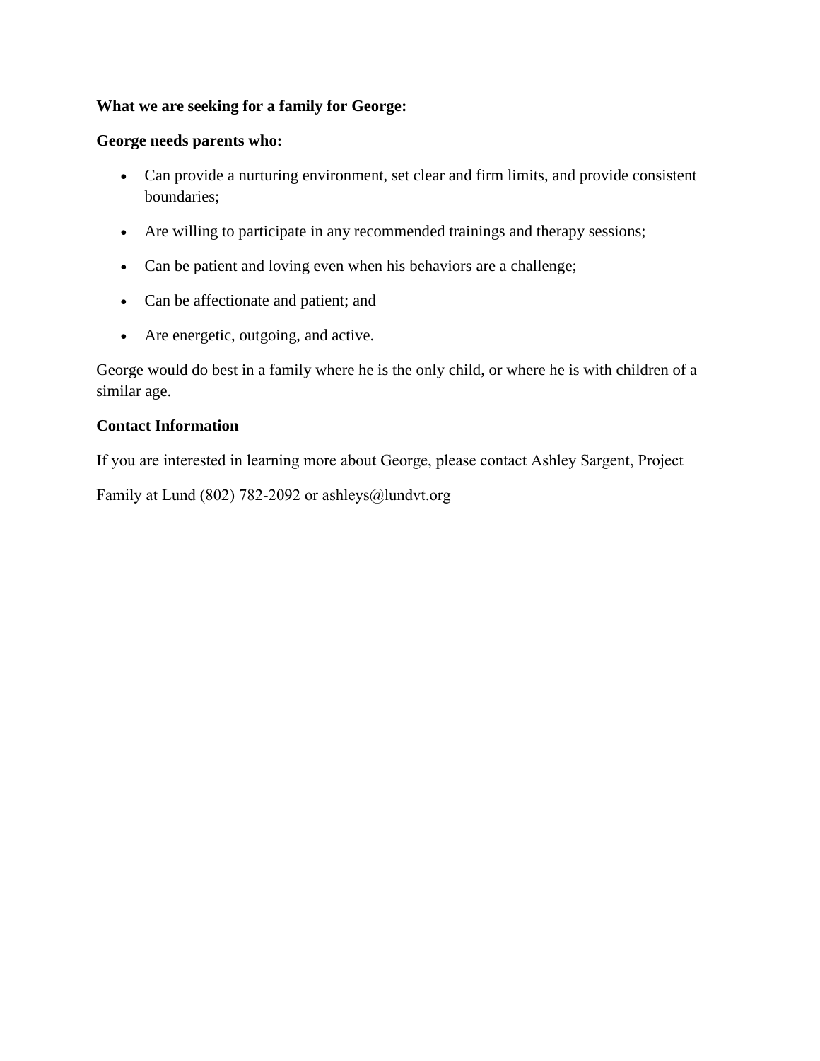**What we are seeking for a family for George:**

**George needs parents who:**

- Can provide a nurturing environment, set clear and firm limits, and provide consistent boundaries;
- Are willing to participate in any recommended trainings and therapy sessions;
- Can be patient and loving even when his behaviors are a challenge;
- Can be affectionate and patient; and
- Are energetic, outgoing, and active.

George would do best in a family where he is the only child, or where he is with children of a similar age.

**Contact Information**

If you are interested in learning more about George, please contact Ashley Sargent, Project Family at Lund (802) 782-2092 or ashleys@lundvt.org